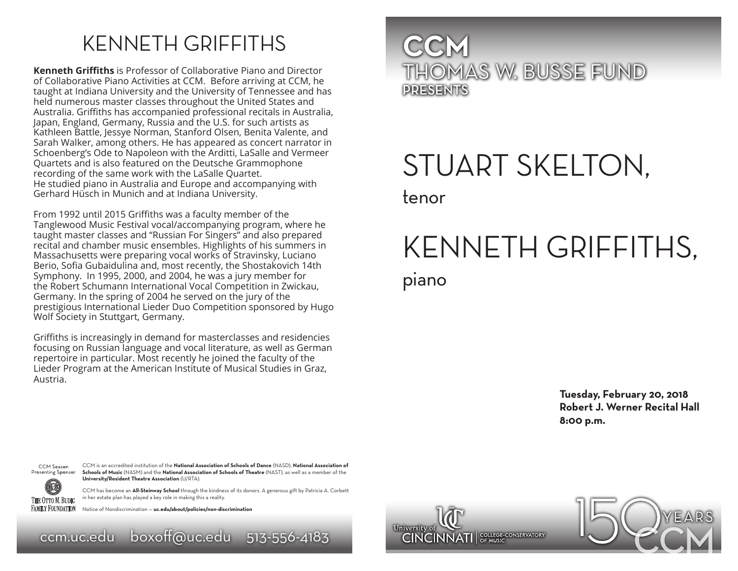# KENNETH GRIFFITHS

**Kenneth Griffiths** is Professor of Collaborative Piano and Director of Collaborative Piano Activities at CCM. Before arriving at CCM, he taught at Indiana University and the University of Tennessee and has held numerous master classes throughout the United States and Australia. Griffiths has accompanied professional recitals in Australia, Japan, England, Germany, Russia and the U.S. for such artists as Kathleen Battle, Jessye Norman, Stanford Olsen, Benita Valente, and Sarah Walker, among others. He has appeared as concert narrator in Schoenberg's Ode to Napoleon with the Arditti, LaSalle and Vermeer Quartets and is also featured on the Deutsche Grammophone recording of the same work with the LaSalle Quartet. He studied piano in Australia and Europe and accompanying with Gerhard Hüsch in Munich and at Indiana University.

From 1992 until 2015 Griffiths was a faculty member of the Tanglewood Music Festival vocal/accompanying program, where he taught master classes and "Russian For Singers" and also prepared recital and chamber music ensembles. Highlights of his summers in Massachusetts were preparing vocal works of Stravinsky, Luciano Berio, Sofia Gubaidulina and, most recently, the Shostakovich 14th Symphony. In 1995, 2000, and 2004, he was a jury member for the Robert Schumann International Vocal Competition in Zwickau, Germany. In the spring of 2004 he served on the jury of the prestigious International Lieder Duo Competition sponsored by Hugo Wolf Society in Stuttgart, Germany.

Griffiths is increasingly in demand for masterclasses and residencies focusing on Russian language and vocal literature, as well as German repertoire in particular. Most recently he joined the faculty of the Lieder Program at the American Institute of Musical Studies in Graz, Austria.

CCM Season Presenting Sponsor

The Otto M. Budig Family Foundation

CCM is an accredited institution of the **National Association of Schools of Dance** (NASD), **National Association of Schools of Music** (NASM) and the **National Association of Schools of Theatre** (NAST), as well as a member of the **University/Resident Theatre Association** (U/RTA).

CCM has become an **All-Steinway School** through the kindness of its donors. A generous gift by Patricia A. Corbett in her estate plan has played a key role in making this a reality.

Notice of Nondiscrimination — **uc.edu/about/policies/non-discrimination**

ccm.uc.edu boxoff@uc.edu 513-556-4183

**CCM**
THOMAS W. BUSSE FUND
**PRESENTS**

# STUART SKELTON,
tenor

# KENNETH GRIFFITHS,
piano

**Tuesday, February 20, 2018**
**Robert J. Werner Recital Hall**
**8:00 p.m.**

University of Cincinnati | College-Conservatory of Music

150 YEARS CCM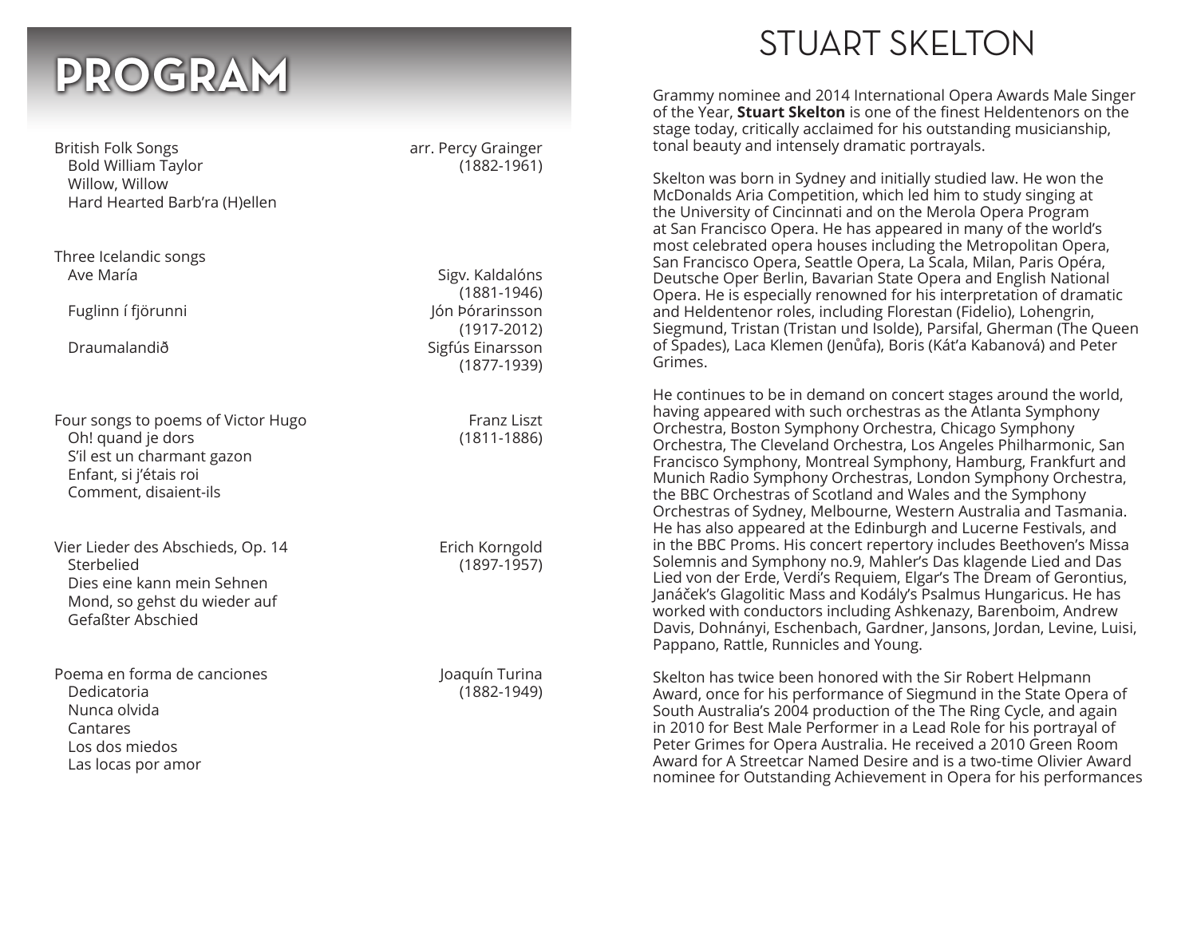# PROGRAM

British Folk Songs — arr. Percy Grainger (1882-1961)
- Bold William Taylor
- Willow, Willow
- Hard Hearted Barb'ra (H)ellen

Three Icelandic songs
- Ave María — Sigv. Kaldalóns (1881-1946)
- Fuglinn í fjörunni — Jón Þórarinsson (1917-2012)
- Draumalandið — Sigfús Einarsson (1877-1939)

Four songs to poems of Victor Hugo — Franz Liszt (1811-1886)
- Oh! quand je dors
- S'il est un charmant gazon
- Enfant, si j'étais roi
- Comment, disaient-ils

Vier Lieder des Abschieds, Op. 14 — Erich Korngold (1897-1957)
- Sterbelied
- Dies eine kann mein Sehnen
- Mond, so gehst du wieder auf
- Gefaßter Abschied

Poema en forma de canciones — Joaquín Turina (1882-1949)
- Dedicatoria
- Nunca olvida
- Cantares
- Los dos miedos
- Las locas por amor

# STUART SKELTON

Grammy nominee and 2014 International Opera Awards Male Singer of the Year, **Stuart Skelton** is one of the finest Heldentenors on the stage today, critically acclaimed for his outstanding musicianship, tonal beauty and intensely dramatic portrayals.

Skelton was born in Sydney and initially studied law. He won the McDonalds Aria Competition, which led him to study singing at the University of Cincinnati and on the Merola Opera Program at San Francisco Opera. He has appeared in many of the world's most celebrated opera houses including the Metropolitan Opera, San Francisco Opera, Seattle Opera, La Scala, Milan, Paris Opéra, Deutsche Oper Berlin, Bavarian State Opera and English National Opera. He is especially renowned for his interpretation of dramatic and Heldentenor roles, including Florestan (Fidelio), Lohengrin, Siegmund, Tristan (Tristan und Isolde), Parsifal, Gherman (The Queen of Spades), Laca Klemen (Jenůfa), Boris (Kát'a Kabanová) and Peter Grimes.

He continues to be in demand on concert stages around the world, having appeared with such orchestras as the Atlanta Symphony Orchestra, Boston Symphony Orchestra, Chicago Symphony Orchestra, The Cleveland Orchestra, Los Angeles Philharmonic, San Francisco Symphony, Montreal Symphony, Hamburg, Frankfurt and Munich Radio Symphony Orchestras, London Symphony Orchestra, the BBC Orchestras of Scotland and Wales and the Symphony Orchestras of Sydney, Melbourne, Western Australia and Tasmania. He has also appeared at the Edinburgh and Lucerne Festivals, and in the BBC Proms. His concert repertory includes Beethoven's Missa Solemnis and Symphony no.9, Mahler's Das klagende Lied and Das Lied von der Erde, Verdi's Requiem, Elgar's The Dream of Gerontius, Janáček's Glagolitic Mass and Kodály's Psalmus Hungaricus. He has worked with conductors including Ashkenazy, Barenboim, Andrew Davis, Dohnányi, Eschenbach, Gardner, Jansons, Jordan, Levine, Luisi, Pappano, Rattle, Runnicles and Young.

Skelton has twice been honored with the Sir Robert Helpmann Award, once for his performance of Siegmund in the State Opera of South Australia's 2004 production of the The Ring Cycle, and again in 2010 for Best Male Performer in a Lead Role for his portrayal of Peter Grimes for Opera Australia. He received a 2010 Green Room Award for A Streetcar Named Desire and is a two-time Olivier Award nominee for Outstanding Achievement in Opera for his performances